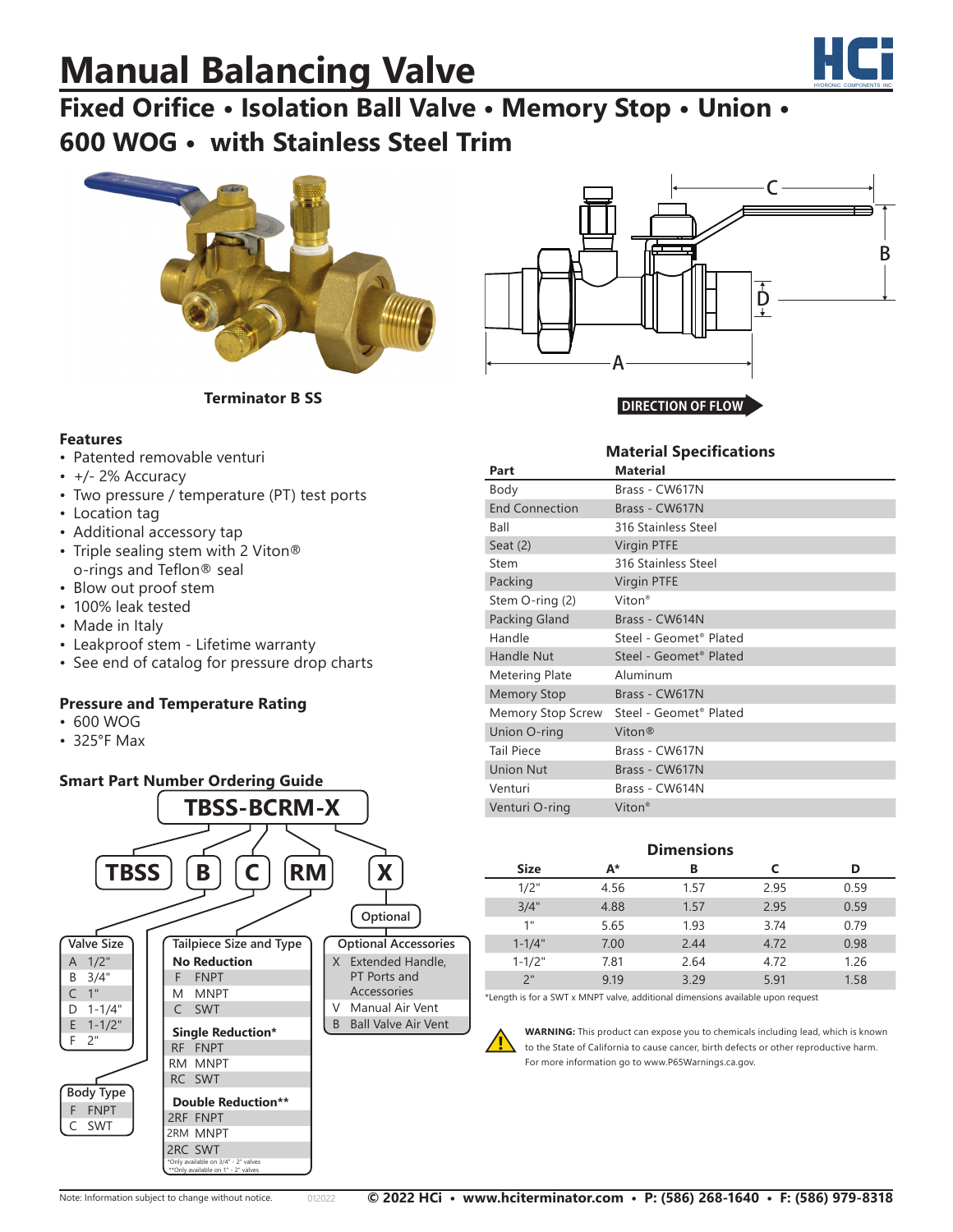# Manual Balancing Valve

## Fixed Orifice • Isolation Ball Valve • Memory Stop • Union • 600 WOG • with Stainless Steel Trim

**Terminator B SS**

DIRECTION OF FLOW

### Features

- Patented removable venturi
- +/- 2% Accuracy
- Two pressure / temperature (PT) test ports
- Location tag
- Additional accessory tap
- Triple sealing stem with 2 Viton® o-rings and Teflon® seal
- Blow out proof stem
- 100% leak tested
- Made in Italy
- Leakproof stem - Lifetime warranty
- See end of catalog for pressure drop charts

### Pressure and Temperature Rating

- 600 WOG
- 325°F Max

### Smart Part Number Ordering Guide

**TBSS-BCRM-X**

TBSS | B | C | RM | X (Optional)

**Valve Size**

| Code | Size |
|---|---|
| A | 1/2" |
| B | 3/4" |
| C | 1" |
| D | 1-1/4" |
| E | 1-1/2" |
| F | 2" |

**Body Type**

| Code | Type |
|---|---|
| F | FNPT |
| C | SWT |

**Tailpiece Size and Type**

| Code | Type |
|---|---|
| **No Reduction** | |
| F | FNPT |
| M | MNPT |
| C | SWT |
| **Single Reduction*** | |
| RF | FNPT |
| RM | MNPT |
| RC | SWT |
| **Double Reduction**** | |
| 2RF | FNPT |
| 2RM | MNPT |
| 2RC | SWT |

*Only available on 3/4" - 2" valves
**Only available on 1" - 2" valves

**Optional Accessories**

| Code | Accessory |
|---|---|
| X | Extended Handle, PT Ports and Accessories |
| V | Manual Air Vent |
| B | Ball Valve Air Vent |

### Material Specifications

| Part | Material |
|---|---|
| Body | Brass - CW617N |
| End Connection | Brass - CW617N |
| Ball | 316 Stainless Steel |
| Seat (2) | Virgin PTFE |
| Stem | 316 Stainless Steel |
| Packing | Virgin PTFE |
| Stem O-ring (2) | Viton® |
| Packing Gland | Brass - CW614N |
| Handle | Steel - Geomet® Plated |
| Handle Nut | Steel - Geomet® Plated |
| Metering Plate | Aluminum |
| Memory Stop | Brass - CW617N |
| Memory Stop Screw | Steel - Geomet® Plated |
| Union O-ring | Viton® |
| Tail Piece | Brass - CW617N |
| Union Nut | Brass - CW617N |
| Venturi | Brass - CW614N |
| Venturi O-ring | Viton® |

### Dimensions

| Size | A* | B | C | D |
|---|---|---|---|---|
| 1/2" | 4.56 | 1.57 | 2.95 | 0.59 |
| 3/4" | 4.88 | 1.57 | 2.95 | 0.59 |
| 1" | 5.65 | 1.93 | 3.74 | 0.79 |
| 1-1/4" | 7.00 | 2.44 | 4.72 | 0.98 |
| 1-1/2" | 7.81 | 2.64 | 4.72 | 1.26 |
| 2" | 9.19 | 3.29 | 5.91 | 1.58 |

*Length is for a SWT x MNPT valve, additional dimensions available upon request

**WARNING:** This product can expose you to chemicals including lead, which is known to the State of California to cause cancer, birth defects or other reproductive harm. For more information go to www.P65Warnings.ca.gov.

Note: Information subject to change without notice. 012022 © 2022 HCi • www.hciterminator.com • P: (586) 268-1640 • F: (586) 979-8318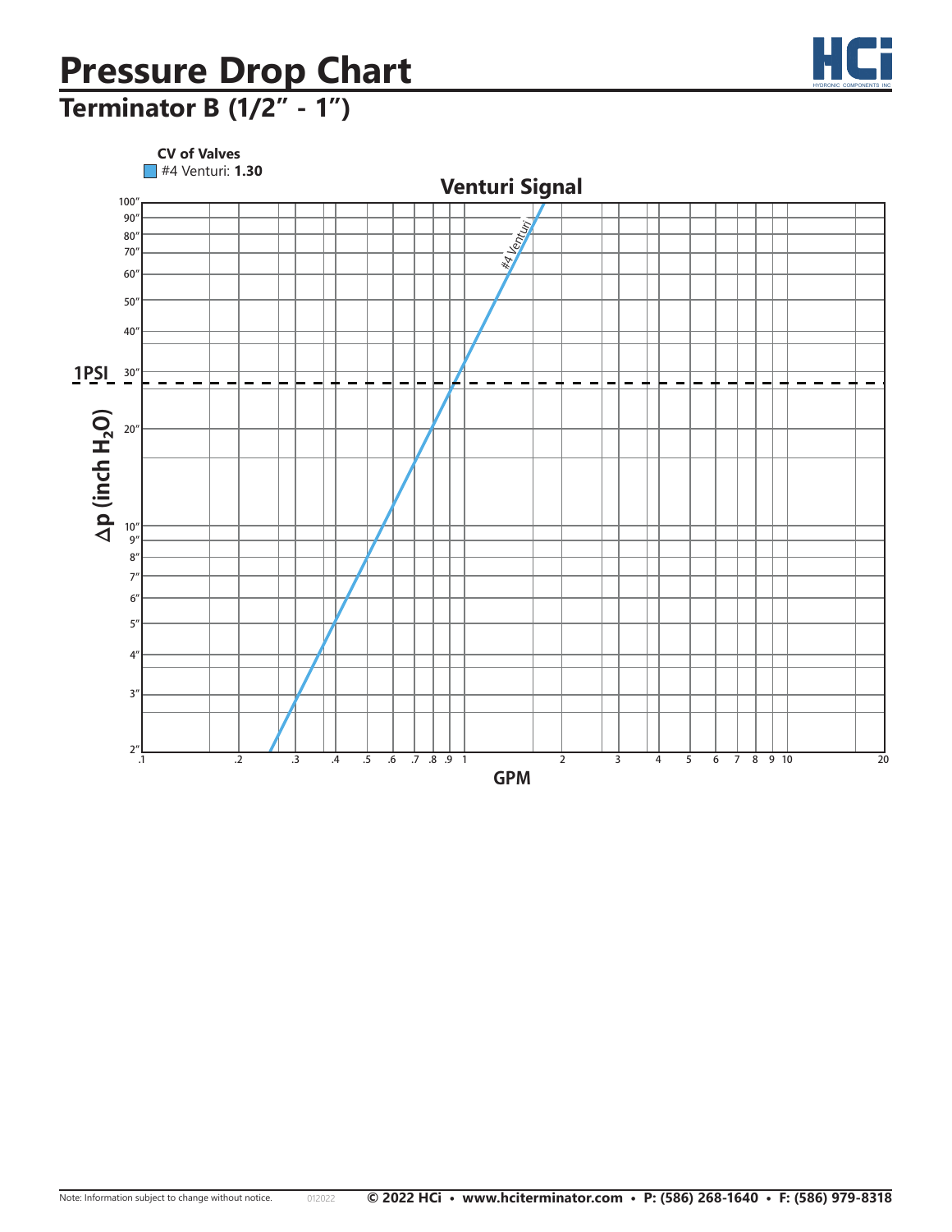# Pressure Drop Chart

## Terminator B (1/2" - 1")

**CV of Valves**

#4 Venturi: **1.30**

**Venturi Signal**

Δp (inch $H_2O$)

1PSI

GPM

Note: Information subject to change without notice.

012022

**© 2022 HCi • www.hciterminator.com • P: (586) 268-1640 • F: (586) 979-8318**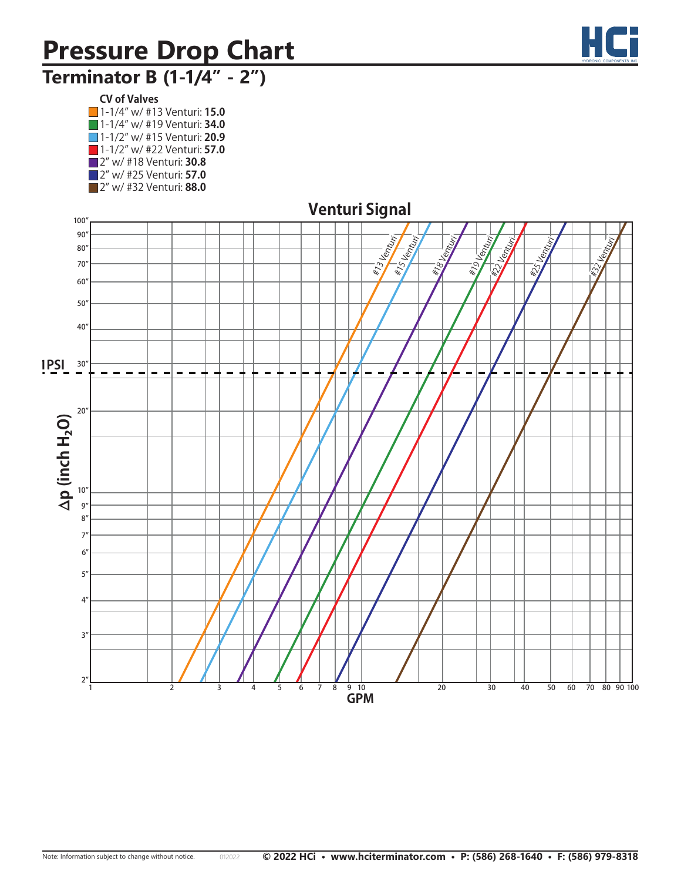# Pressure Drop Chart

## Terminator B (1-1/4" - 2")

**CV of Valves**

- 1-1/4" w/ #13 Venturi: **15.0**
- 1-1/4" w/ #19 Venturi: **34.0**
- 1-1/2" w/ #15 Venturi: **20.9**
- 1-1/2" w/ #22 Venturi: **57.0**
- 2" w/ #18 Venturi: **30.8**
- 2" w/ #25 Venturi: **57.0**
- 2" w/ #32 Venturi: **88.0**

**Venturi Signal**

#13 Venturi
#15 Venturi
#18 Venturi
#19 Venturi
#22 Venturi
#25 Venturi
#32 Venturi

IPSI

$\Delta p$ (inch $H_2O$)

100"
90"
80"
70"
60"
50"
40"
30"
20"
10"
9"
8"
7"
6"
5"
4"
3"
2"

1 2 3 4 5 6 7 8 9 10 20 30 40 50 60 70 80 90 100

GPM

Note: Information subject to change without notice. 012022 **© 2022 HCi • www.hciterminator.com • P: (586) 268-1640 • F: (586) 979-8318**